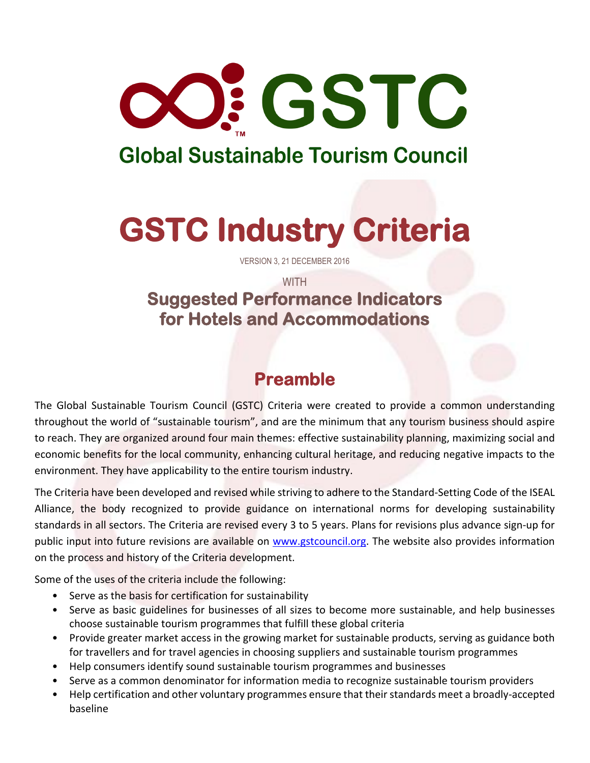# GSTC

## Global Sustainable Tourism Council

# GSTC Industry Criteria

VERSION 3, 21 DECEMBER 2016

WITH

## Suggested Performance Indicators for Hotels and Accommodations

## Preamble

The Global Sustainable Tourism Council (GSTC) Criteria were created to provide a common understanding throughout the world of "sustainable tourism", and are the minimum that any tourism business should aspire to reach. They are organized around four main themes: effective sustainability planning, maximizing social and economic benefits for the local community, enhancing cultural heritage, and reducing negative impacts to the environment. They have applicability to the entire tourism industry.

The Criteria have been developed and revised while striving to adhere to the Standard-Setting Code of the ISEAL Alliance, the body recognized to provide guidance on international norms for developing sustainability standards in all sectors. The Criteria are revised every 3 to 5 years. Plans for revisions plus advance sign-up for public input into future revisions are available on www.gstcouncil.org. The website also provides information on the process and history of the Criteria development.

Some of the uses of the criteria include the following:

- Serve as the basis for certification for sustainability
- Serve as basic guidelines for businesses of all sizes to become more sustainable, and help businesses choose sustainable tourism programmes that fulfill these global criteria
- Provide greater market access in the growing market for sustainable products, serving as guidance both for travellers and for travel agencies in choosing suppliers and sustainable tourism programmes
- Help consumers identify sound sustainable tourism programmes and businesses
- Serve as a common denominator for information media to recognize sustainable tourism providers
- Help certification and other voluntary programmes ensure that their standards meet a broadly-accepted baseline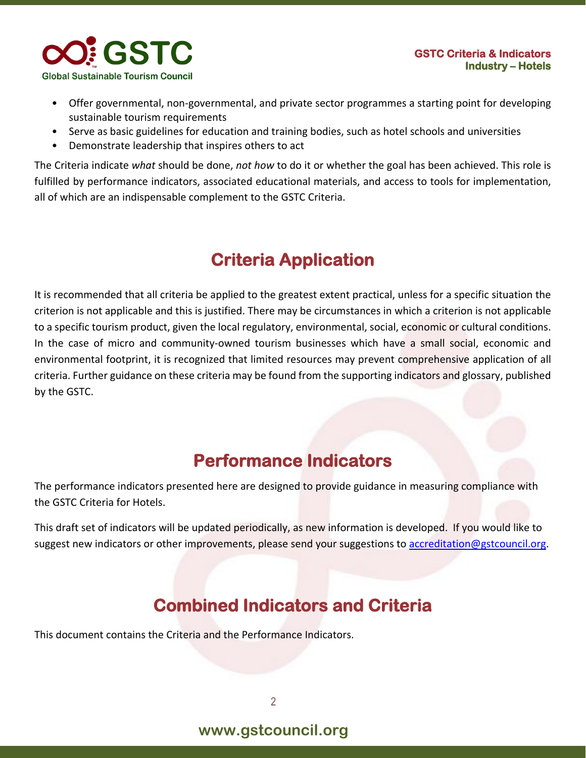- Offer governmental, non-governmental, and private sector programmes a starting point for developing sustainable tourism requirements
- Serve as basic guidelines for education and training bodies, such as hotel schools and universities
- Demonstrate leadership that inspires others to act

The Criteria indicate *what* should be done, *not how* to do it or whether the goal has been achieved. This role is fulfilled by performance indicators, associated educational materials, and access to tools for implementation, all of which are an indispensable complement to the GSTC Criteria.

## Criteria Application

It is recommended that all criteria be applied to the greatest extent practical, unless for a specific situation the criterion is not applicable and this is justified. There may be circumstances in which a criterion is not applicable to a specific tourism product, given the local regulatory, environmental, social, economic or cultural conditions. In the case of micro and community-owned tourism businesses which have a small social, economic and environmental footprint, it is recognized that limited resources may prevent comprehensive application of all criteria. Further guidance on these criteria may be found from the supporting indicators and glossary, published by the GSTC.

## Performance Indicators

The performance indicators presented here are designed to provide guidance in measuring compliance with the GSTC Criteria for Hotels.

This draft set of indicators will be updated periodically, as new information is developed. If you would like to suggest new indicators or other improvements, please send your suggestions to accreditation@gstcouncil.org.

## Combined Indicators and Criteria

This document contains the Criteria and the Performance Indicators.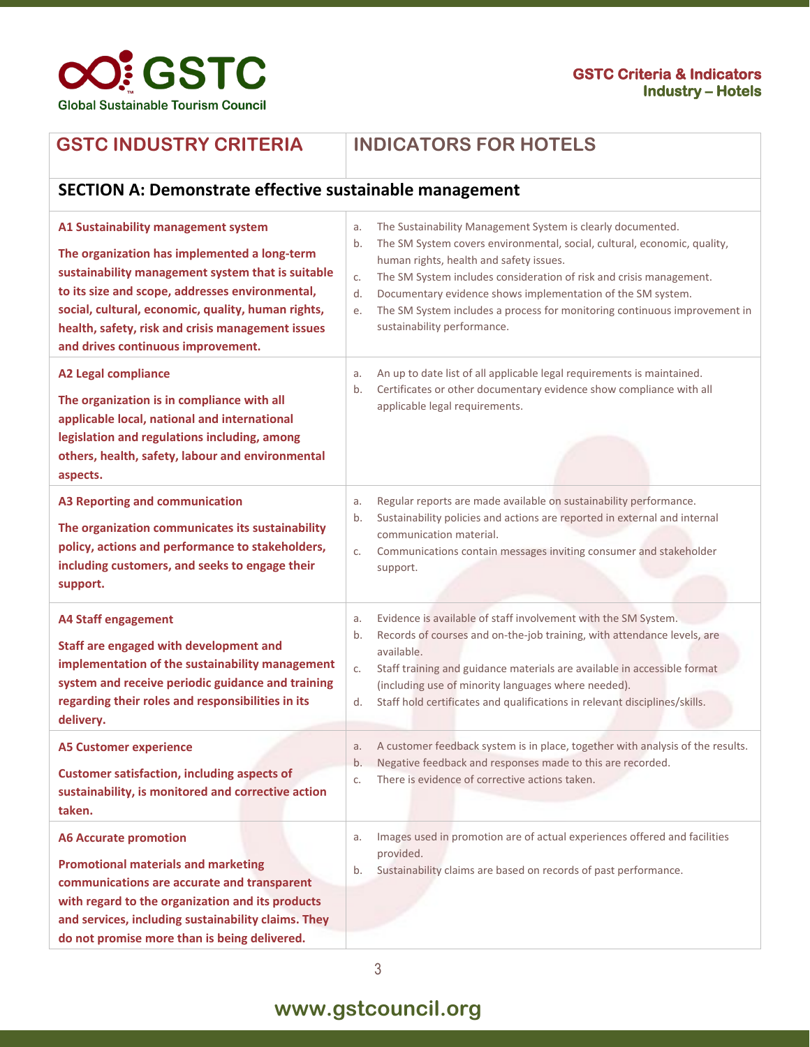| GSTC INDUSTRY CRITERIA | INDICATORS FOR HOTELS |
|---|---|
| **SECTION A: Demonstrate effective sustainable management** | |
| **A1 Sustainability management system**<br><br>**The organization has implemented a long-term sustainability management system that is suitable to its size and scope, addresses environmental, social, cultural, economic, quality, human rights, health, safety, risk and crisis management issues and drives continuous improvement.** | a. The Sustainability Management System is clearly documented.<br>b. The SM System covers environmental, social, cultural, economic, quality, human rights, health and safety issues.<br>c. The SM System includes consideration of risk and crisis management.<br>d. Documentary evidence shows implementation of the SM system.<br>e. The SM System includes a process for monitoring continuous improvement in sustainability performance. |
| **A2 Legal compliance**<br><br>**The organization is in compliance with all applicable local, national and international legislation and regulations including, among others, health, safety, labour and environmental aspects.** | a. An up to date list of all applicable legal requirements is maintained.<br>b. Certificates or other documentary evidence show compliance with all applicable legal requirements. |
| **A3 Reporting and communication**<br><br>**The organization communicates its sustainability policy, actions and performance to stakeholders, including customers, and seeks to engage their support.** | a. Regular reports are made available on sustainability performance.<br>b. Sustainability policies and actions are reported in external and internal communication material.<br>c. Communications contain messages inviting consumer and stakeholder support. |
| **A4 Staff engagement**<br><br>**Staff are engaged with development and implementation of the sustainability management system and receive periodic guidance and training regarding their roles and responsibilities in its delivery.** | a. Evidence is available of staff involvement with the SM System.<br>b. Records of courses and on-the-job training, with attendance levels, are available.<br>c. Staff training and guidance materials are available in accessible format (including use of minority languages where needed).<br>d. Staff hold certificates and qualifications in relevant disciplines/skills. |
| **A5 Customer experience**<br><br>**Customer satisfaction, including aspects of sustainability, is monitored and corrective action taken.** | a. A customer feedback system is in place, together with analysis of the results.<br>b. Negative feedback and responses made to this are recorded.<br>c. There is evidence of corrective actions taken. |
| **A6 Accurate promotion**<br><br>**Promotional materials and marketing communications are accurate and transparent with regard to the organization and its products and services, including sustainability claims. They do not promise more than is being delivered.** | a. Images used in promotion are of actual experiences offered and facilities provided.<br>b. Sustainability claims are based on records of past performance. |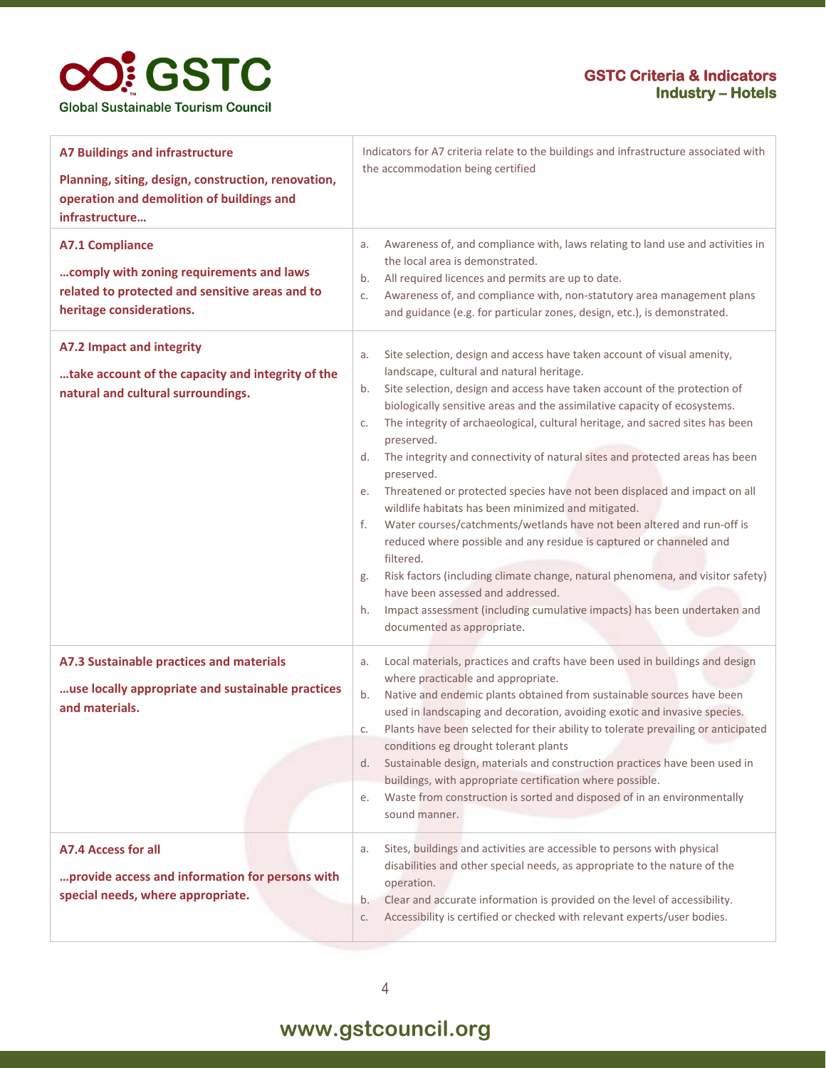| A7 Buildings and infrastructure<br><br>**Planning, siting, design, construction, renovation, operation and demolition of buildings and infrastructure…** | Indicators for A7 criteria relate to the buildings and infrastructure associated with the accommodation being certified |
|---|---|
| **A7.1 Compliance**<br><br>**…comply with zoning requirements and laws related to protected and sensitive areas and to heritage considerations.** | a. Awareness of, and compliance with, laws relating to land use and activities in the local area is demonstrated.<br>b. All required licences and permits are up to date.<br>c. Awareness of, and compliance with, non-statutory area management plans and guidance (e.g. for particular zones, design, etc.), is demonstrated. |
| **A7.2 Impact and integrity**<br><br>**…take account of the capacity and integrity of the natural and cultural surroundings.** | a. Site selection, design and access have taken account of visual amenity, landscape, cultural and natural heritage.<br>b. Site selection, design and access have taken account of the protection of biologically sensitive areas and the assimilative capacity of ecosystems.<br>c. The integrity of archaeological, cultural heritage, and sacred sites has been preserved.<br>d. The integrity and connectivity of natural sites and protected areas has been preserved.<br>e. Threatened or protected species have not been displaced and impact on all wildlife habitats has been minimized and mitigated.<br>f. Water courses/catchments/wetlands have not been altered and run-off is reduced where possible and any residue is captured or channeled and filtered.<br>g. Risk factors (including climate change, natural phenomena, and visitor safety) have been assessed and addressed.<br>h. Impact assessment (including cumulative impacts) has been undertaken and documented as appropriate. |
| **A7.3 Sustainable practices and materials**<br><br>**…use locally appropriate and sustainable practices and materials.** | a. Local materials, practices and crafts have been used in buildings and design where practicable and appropriate.<br>b. Native and endemic plants obtained from sustainable sources have been used in landscaping and decoration, avoiding exotic and invasive species.<br>c. Plants have been selected for their ability to tolerate prevailing or anticipated conditions eg drought tolerant plants<br>d. Sustainable design, materials and construction practices have been used in buildings, with appropriate certification where possible.<br>e. Waste from construction is sorted and disposed of in an environmentally sound manner. |
| **A7.4 Access for all**<br><br>**…provide access and information for persons with special needs, where appropriate.** | a. Sites, buildings and activities are accessible to persons with physical disabilities and other special needs, as appropriate to the nature of the operation.<br>b. Clear and accurate information is provided on the level of accessibility.<br>c. Accessibility is certified or checked with relevant experts/user bodies. |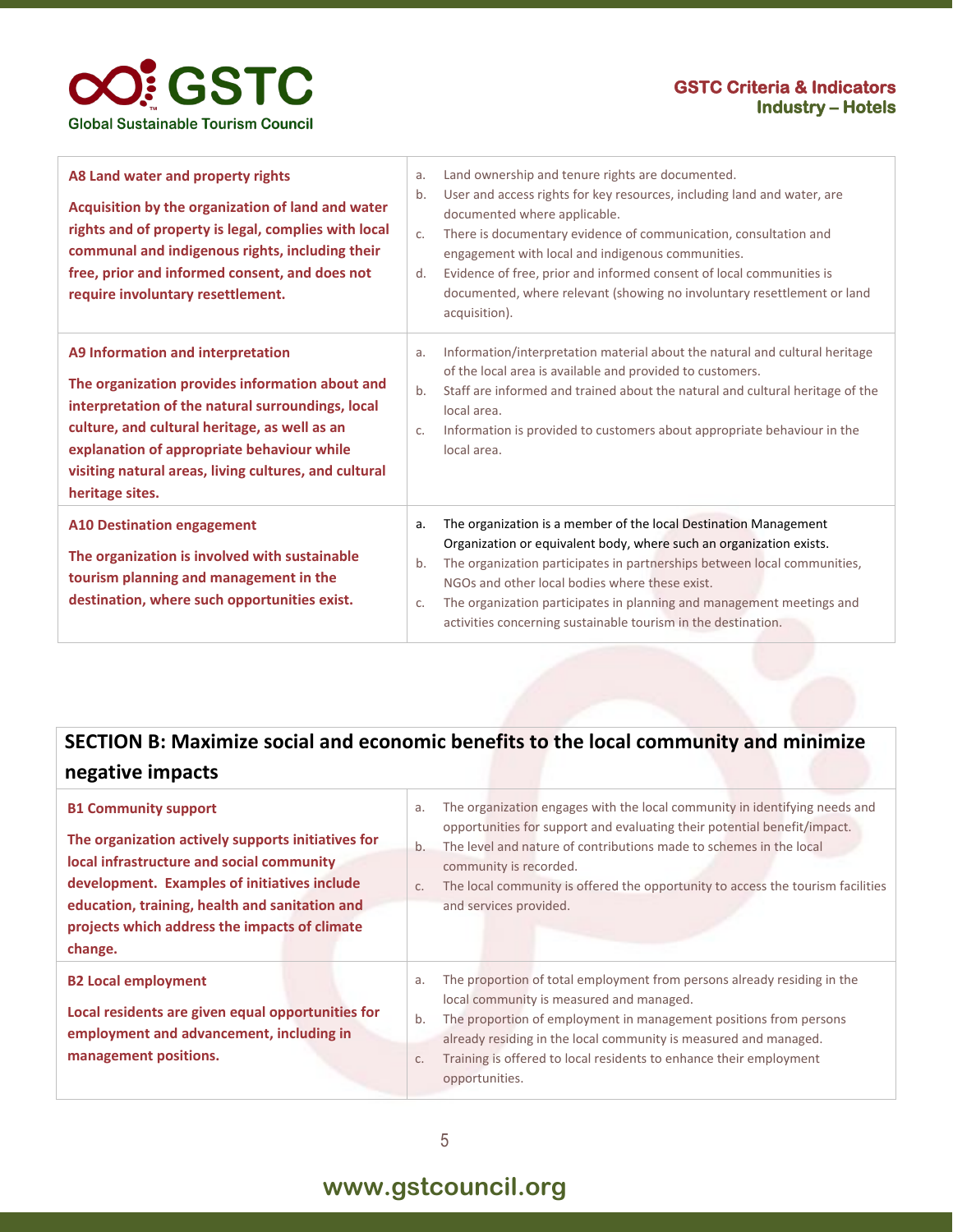| | |
|---|---|
| **A8 Land water and property rights**<br><br>**Acquisition by the organization of land and water rights and of property is legal, complies with local communal and indigenous rights, including their free, prior and informed consent, and does not require involuntary resettlement.** | a. Land ownership and tenure rights are documented.<br>b. User and access rights for key resources, including land and water, are documented where applicable.<br>c. There is documentary evidence of communication, consultation and engagement with local and indigenous communities.<br>d. Evidence of free, prior and informed consent of local communities is documented, where relevant (showing no involuntary resettlement or land acquisition). |
| **A9 Information and interpretation**<br><br>**The organization provides information about and interpretation of the natural surroundings, local culture, and cultural heritage, as well as an explanation of appropriate behaviour while visiting natural areas, living cultures, and cultural heritage sites.** | a. Information/interpretation material about the natural and cultural heritage of the local area is available and provided to customers.<br>b. Staff are informed and trained about the natural and cultural heritage of the local area.<br>c. Information is provided to customers about appropriate behaviour in the local area. |
| **A10 Destination engagement**<br><br>**The organization is involved with sustainable tourism planning and management in the destination, where such opportunities exist.** | a. The organization is a member of the local Destination Management Organization or equivalent body, where such an organization exists.<br>b. The organization participates in partnerships between local communities, NGOs and other local bodies where these exist.<br>c. The organization participates in planning and management meetings and activities concerning sustainable tourism in the destination. |

## SECTION B: Maximize social and economic benefits to the local community and minimize negative impacts

| | |
|---|---|
| **B1 Community support**<br><br>**The organization actively supports initiatives for local infrastructure and social community development. Examples of initiatives include education, training, health and sanitation and projects which address the impacts of climate change.** | a. The organization engages with the local community in identifying needs and opportunities for support and evaluating their potential benefit/impact.<br>b. The level and nature of contributions made to schemes in the local community is recorded.<br>c. The local community is offered the opportunity to access the tourism facilities and services provided. |
| **B2 Local employment**<br><br>**Local residents are given equal opportunities for employment and advancement, including in management positions.** | a. The proportion of total employment from persons already residing in the local community is measured and managed.<br>b. The proportion of employment in management positions from persons already residing in the local community is measured and managed.<br>c. Training is offered to local residents to enhance their employment opportunities. |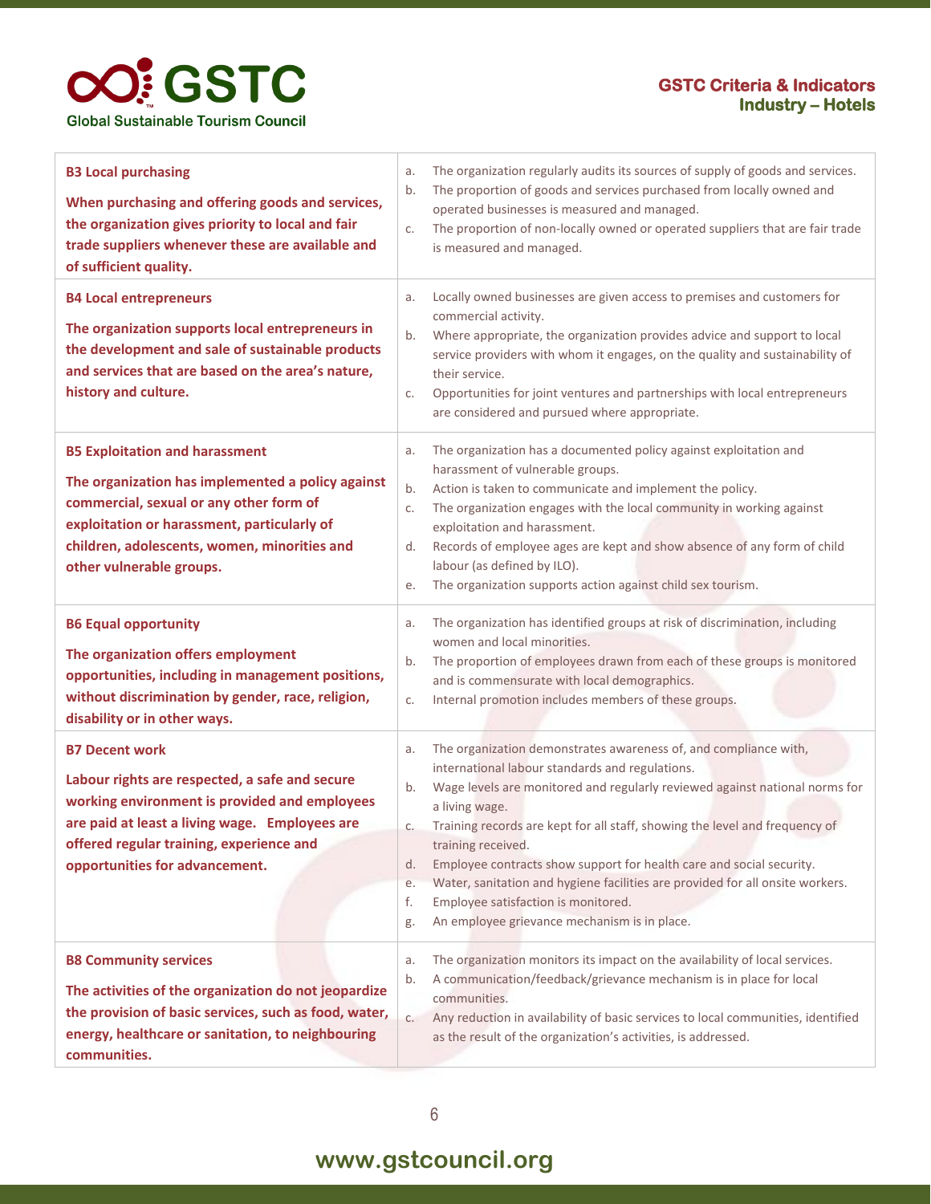| Criterion | Indicators |
|---|---|
| **B3 Local purchasing**<br><br>**When purchasing and offering goods and services, the organization gives priority to local and fair trade suppliers whenever these are available and of sufficient quality.** | a. The organization regularly audits its sources of supply of goods and services.<br>b. The proportion of goods and services purchased from locally owned and operated businesses is measured and managed.<br>c. The proportion of non-locally owned or operated suppliers that are fair trade is measured and managed. |
| **B4 Local entrepreneurs**<br><br>**The organization supports local entrepreneurs in the development and sale of sustainable products and services that are based on the area's nature, history and culture.** | a. Locally owned businesses are given access to premises and customers for commercial activity.<br>b. Where appropriate, the organization provides advice and support to local service providers with whom it engages, on the quality and sustainability of their service.<br>c. Opportunities for joint ventures and partnerships with local entrepreneurs are considered and pursued where appropriate. |
| **B5 Exploitation and harassment**<br><br>**The organization has implemented a policy against commercial, sexual or any other form of exploitation or harassment, particularly of children, adolescents, women, minorities and other vulnerable groups.** | a. The organization has a documented policy against exploitation and harassment of vulnerable groups.<br>b. Action is taken to communicate and implement the policy.<br>c. The organization engages with the local community in working against exploitation and harassment.<br>d. Records of employee ages are kept and show absence of any form of child labour (as defined by ILO).<br>e. The organization supports action against child sex tourism. |
| **B6 Equal opportunity**<br><br>**The organization offers employment opportunities, including in management positions, without discrimination by gender, race, religion, disability or in other ways.** | a. The organization has identified groups at risk of discrimination, including women and local minorities.<br>b. The proportion of employees drawn from each of these groups is monitored and is commensurate with local demographics.<br>c. Internal promotion includes members of these groups. |
| **B7 Decent work**<br><br>**Labour rights are respected, a safe and secure working environment is provided and employees are paid at least a living wage. Employees are offered regular training, experience and opportunities for advancement.** | a. The organization demonstrates awareness of, and compliance with, international labour standards and regulations.<br>b. Wage levels are monitored and regularly reviewed against national norms for a living wage.<br>c. Training records are kept for all staff, showing the level and frequency of training received.<br>d. Employee contracts show support for health care and social security.<br>e. Water, sanitation and hygiene facilities are provided for all onsite workers.<br>f. Employee satisfaction is monitored.<br>g. An employee grievance mechanism is in place. |
| **B8 Community services**<br><br>**The activities of the organization do not jeopardize the provision of basic services, such as food, water, energy, healthcare or sanitation, to neighbouring communities.** | a. The organization monitors its impact on the availability of local services.<br>b. A communication/feedback/grievance mechanism is in place for local communities.<br>c. Any reduction in availability of basic services to local communities, identified as the result of the organization's activities, is addressed. |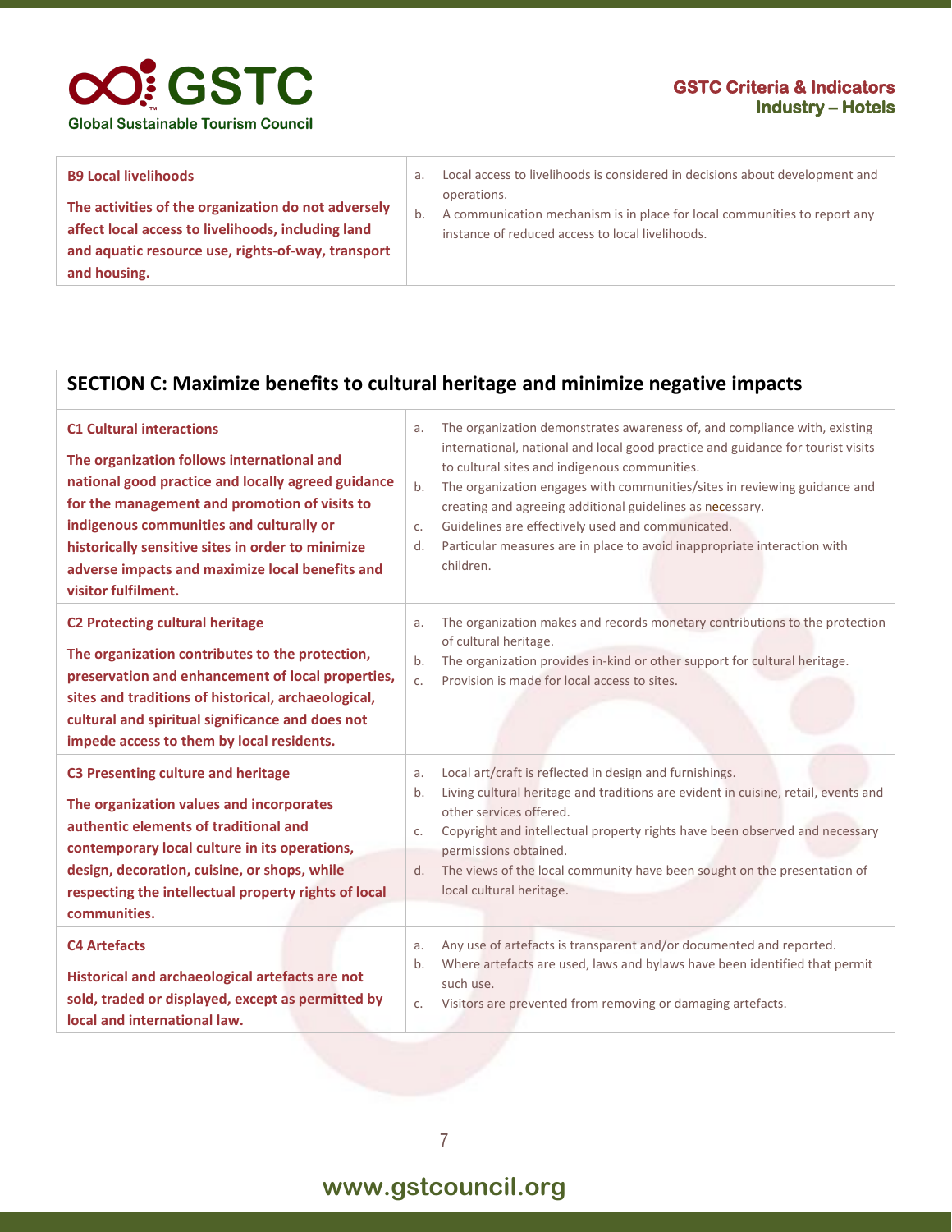| B9 Local livelihoods | |
|---|---|
| **The activities of the organization do not adversely affect local access to livelihoods, including land and aquatic resource use, rights-of-way, transport and housing.** | a. Local access to livelihoods is considered in decisions about development and operations.<br>b. A communication mechanism is in place for local communities to report any instance of reduced access to local livelihoods. |

## SECTION C: Maximize benefits to cultural heritage and minimize negative impacts

| Criterion | Indicators |
|---|---|
| **C1 Cultural interactions**<br><br>**The organization follows international and national good practice and locally agreed guidance for the management and promotion of visits to indigenous communities and culturally or historically sensitive sites in order to minimize adverse impacts and maximize local benefits and visitor fulfilment.** | a. The organization demonstrates awareness of, and compliance with, existing international, national and local good practice and guidance for tourist visits to cultural sites and indigenous communities.<br>b. The organization engages with communities/sites in reviewing guidance and creating and agreeing additional guidelines as necessary.<br>c. Guidelines are effectively used and communicated.<br>d. Particular measures are in place to avoid inappropriate interaction with children. |
| **C2 Protecting cultural heritage**<br><br>**The organization contributes to the protection, preservation and enhancement of local properties, sites and traditions of historical, archaeological, cultural and spiritual significance and does not impede access to them by local residents.** | a. The organization makes and records monetary contributions to the protection of cultural heritage.<br>b. The organization provides in-kind or other support for cultural heritage.<br>c. Provision is made for local access to sites. |
| **C3 Presenting culture and heritage**<br><br>**The organization values and incorporates authentic elements of traditional and contemporary local culture in its operations, design, decoration, cuisine, or shops, while respecting the intellectual property rights of local communities.** | a. Local art/craft is reflected in design and furnishings.<br>b. Living cultural heritage and traditions are evident in cuisine, retail, events and other services offered.<br>c. Copyright and intellectual property rights have been observed and necessary permissions obtained.<br>d. The views of the local community have been sought on the presentation of local cultural heritage. |
| **C4 Artefacts**<br><br>**Historical and archaeological artefacts are not sold, traded or displayed, except as permitted by local and international law.** | a. Any use of artefacts is transparent and/or documented and reported.<br>b. Where artefacts are used, laws and bylaws have been identified that permit such use.<br>c. Visitors are prevented from removing or damaging artefacts. |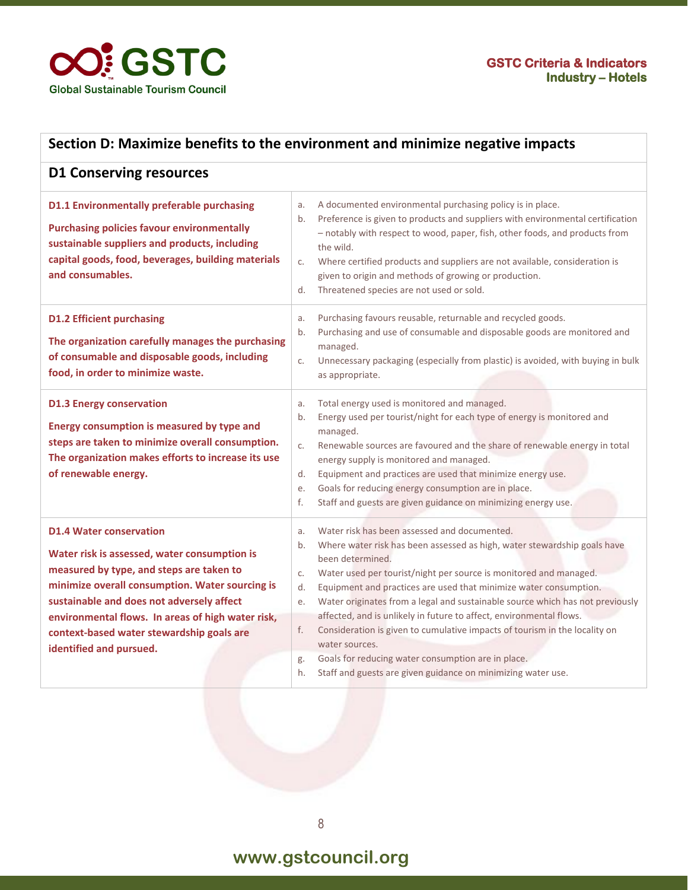## Section D: Maximize benefits to the environment and minimize negative impacts

### D1 Conserving resources

| Criterion | Indicators |
|---|---|
| **D1.1 Environmentally preferable purchasing**<br><br>**Purchasing policies favour environmentally sustainable suppliers and products, including capital goods, food, beverages, building materials and consumables.** | a. A documented environmental purchasing policy is in place.<br>b. Preference is given to products and suppliers with environmental certification – notably with respect to wood, paper, fish, other foods, and products from the wild.<br>c. Where certified products and suppliers are not available, consideration is given to origin and methods of growing or production.<br>d. Threatened species are not used or sold. |
| **D1.2 Efficient purchasing**<br><br>**The organization carefully manages the purchasing of consumable and disposable goods, including food, in order to minimize waste.** | a. Purchasing favours reusable, returnable and recycled goods.<br>b. Purchasing and use of consumable and disposable goods are monitored and managed.<br>c. Unnecessary packaging (especially from plastic) is avoided, with buying in bulk as appropriate. |
| **D1.3 Energy conservation**<br><br>**Energy consumption is measured by type and steps are taken to minimize overall consumption. The organization makes efforts to increase its use of renewable energy.** | a. Total energy used is monitored and managed.<br>b. Energy used per tourist/night for each type of energy is monitored and managed.<br>c. Renewable sources are favoured and the share of renewable energy in total energy supply is monitored and managed.<br>d. Equipment and practices are used that minimize energy use.<br>e. Goals for reducing energy consumption are in place.<br>f. Staff and guests are given guidance on minimizing energy use. |
| **D1.4 Water conservation**<br><br>**Water risk is assessed, water consumption is measured by type, and steps are taken to minimize overall consumption. Water sourcing is sustainable and does not adversely affect environmental flows. In areas of high water risk, context-based water stewardship goals are identified and pursued.** | a. Water risk has been assessed and documented.<br>b. Where water risk has been assessed as high, water stewardship goals have been determined.<br>c. Water used per tourist/night per source is monitored and managed.<br>d. Equipment and practices are used that minimize water consumption.<br>e. Water originates from a legal and sustainable source which has not previously affected, and is unlikely in future to affect, environmental flows.<br>f. Consideration is given to cumulative impacts of tourism in the locality on water sources.<br>g. Goals for reducing water consumption are in place.<br>h. Staff and guests are given guidance on minimizing water use. |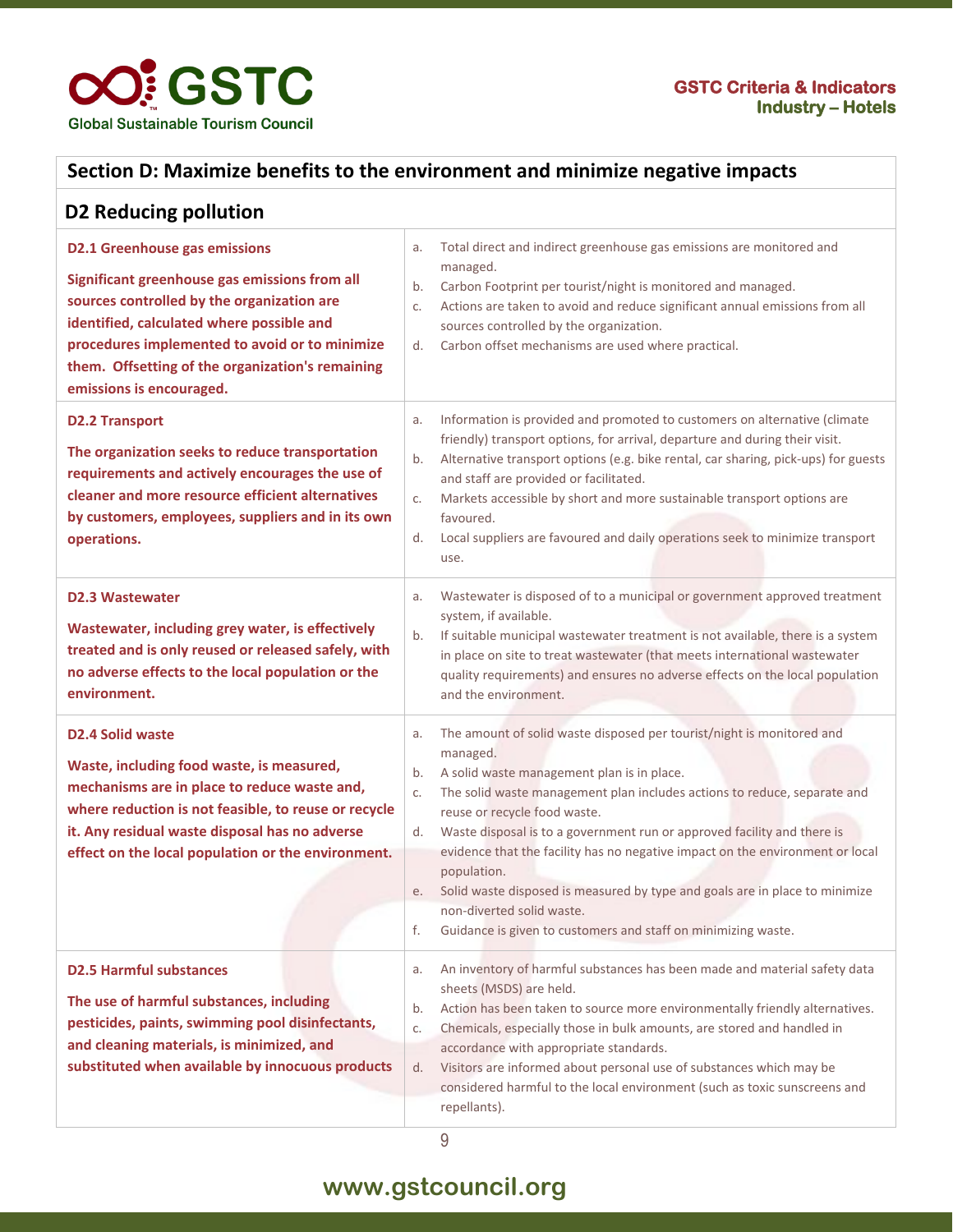## Section D: Maximize benefits to the environment and minimize negative impacts

### D2 Reducing pollution

| Criteria | Indicators |
|---|---|
| **D2.1 Greenhouse gas emissions**<br><br>**Significant greenhouse gas emissions from all sources controlled by the organization are identified, calculated where possible and procedures implemented to avoid or to minimize them. Offsetting of the organization's remaining emissions is encouraged.** | a. Total direct and indirect greenhouse gas emissions are monitored and managed.<br>b. Carbon Footprint per tourist/night is monitored and managed.<br>c. Actions are taken to avoid and reduce significant annual emissions from all sources controlled by the organization.<br>d. Carbon offset mechanisms are used where practical. |
| **D2.2 Transport**<br><br>**The organization seeks to reduce transportation requirements and actively encourages the use of cleaner and more resource efficient alternatives by customers, employees, suppliers and in its own operations.** | a. Information is provided and promoted to customers on alternative (climate friendly) transport options, for arrival, departure and during their visit.<br>b. Alternative transport options (e.g. bike rental, car sharing, pick-ups) for guests and staff are provided or facilitated.<br>c. Markets accessible by short and more sustainable transport options are favoured.<br>d. Local suppliers are favoured and daily operations seek to minimize transport use. |
| **D2.3 Wastewater**<br><br>**Wastewater, including grey water, is effectively treated and is only reused or released safely, with no adverse effects to the local population or the environment.** | a. Wastewater is disposed of to a municipal or government approved treatment system, if available.<br>b. If suitable municipal wastewater treatment is not available, there is a system in place on site to treat wastewater (that meets international wastewater quality requirements) and ensures no adverse effects on the local population and the environment. |
| **D2.4 Solid waste**<br><br>**Waste, including food waste, is measured, mechanisms are in place to reduce waste and, where reduction is not feasible, to reuse or recycle it. Any residual waste disposal has no adverse effect on the local population or the environment.** | a. The amount of solid waste disposed per tourist/night is monitored and managed.<br>b. A solid waste management plan is in place.<br>c. The solid waste management plan includes actions to reduce, separate and reuse or recycle food waste.<br>d. Waste disposal is to a government run or approved facility and there is evidence that the facility has no negative impact on the environment or local population.<br>e. Solid waste disposed is measured by type and goals are in place to minimize non-diverted solid waste.<br>f. Guidance is given to customers and staff on minimizing waste. |
| **D2.5 Harmful substances**<br><br>**The use of harmful substances, including pesticides, paints, swimming pool disinfectants, and cleaning materials, is minimized, and substituted when available by innocuous products** | a. An inventory of harmful substances has been made and material safety data sheets (MSDS) are held.<br>b. Action has been taken to source more environmentally friendly alternatives.<br>c. Chemicals, especially those in bulk amounts, are stored and handled in accordance with appropriate standards.<br>d. Visitors are informed about personal use of substances which may be considered harmful to the local environment (such as toxic sunscreens and repellants). |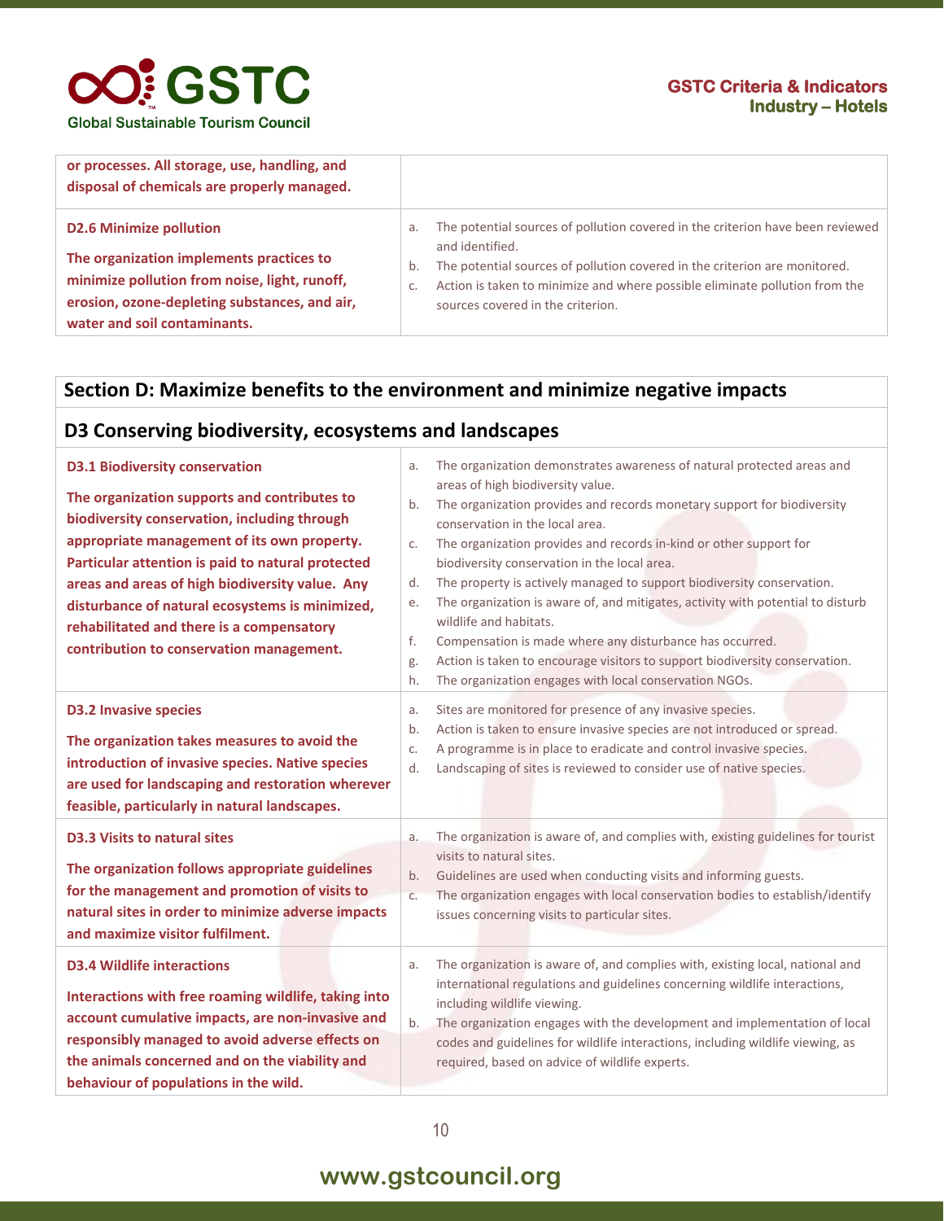| | |
|---|---|
| **or processes. All storage, use, handling, and disposal of chemicals are properly managed.** | |
| **D2.6 Minimize pollution**<br><br>**The organization implements practices to minimize pollution from noise, light, runoff, erosion, ozone-depleting substances, and air, water and soil contaminants.** | a. The potential sources of pollution covered in the criterion have been reviewed and identified.<br>b. The potential sources of pollution covered in the criterion are monitored.<br>c. Action is taken to minimize and where possible eliminate pollution from the sources covered in the criterion. |

## Section D: Maximize benefits to the environment and minimize negative impacts

### D3 Conserving biodiversity, ecosystems and landscapes

| | |
|---|---|
| **D3.1 Biodiversity conservation**<br><br>**The organization supports and contributes to biodiversity conservation, including through appropriate management of its own property. Particular attention is paid to natural protected areas and areas of high biodiversity value. Any disturbance of natural ecosystems is minimized, rehabilitated and there is a compensatory contribution to conservation management.** | a. The organization demonstrates awareness of natural protected areas and areas of high biodiversity value.<br>b. The organization provides and records monetary support for biodiversity conservation in the local area.<br>c. The organization provides and records in-kind or other support for biodiversity conservation in the local area.<br>d. The property is actively managed to support biodiversity conservation.<br>e. The organization is aware of, and mitigates, activity with potential to disturb wildlife and habitats.<br>f. Compensation is made where any disturbance has occurred.<br>g. Action is taken to encourage visitors to support biodiversity conservation.<br>h. The organization engages with local conservation NGOs. |
| **D3.2 Invasive species**<br><br>**The organization takes measures to avoid the introduction of invasive species. Native species are used for landscaping and restoration wherever feasible, particularly in natural landscapes.** | a. Sites are monitored for presence of any invasive species.<br>b. Action is taken to ensure invasive species are not introduced or spread.<br>c. A programme is in place to eradicate and control invasive species.<br>d. Landscaping of sites is reviewed to consider use of native species. |
| **D3.3 Visits to natural sites**<br><br>**The organization follows appropriate guidelines for the management and promotion of visits to natural sites in order to minimize adverse impacts and maximize visitor fulfilment.** | a. The organization is aware of, and complies with, existing guidelines for tourist visits to natural sites.<br>b. Guidelines are used when conducting visits and informing guests.<br>c. The organization engages with local conservation bodies to establish/identify issues concerning visits to particular sites. |
| **D3.4 Wildlife interactions**<br><br>**Interactions with free roaming wildlife, taking into account cumulative impacts, are non-invasive and responsibly managed to avoid adverse effects on the animals concerned and on the viability and behaviour of populations in the wild.** | a. The organization is aware of, and complies with, existing local, national and international regulations and guidelines concerning wildlife interactions, including wildlife viewing.<br>b. The organization engages with the development and implementation of local codes and guidelines for wildlife interactions, including wildlife viewing, as required, based on advice of wildlife experts. |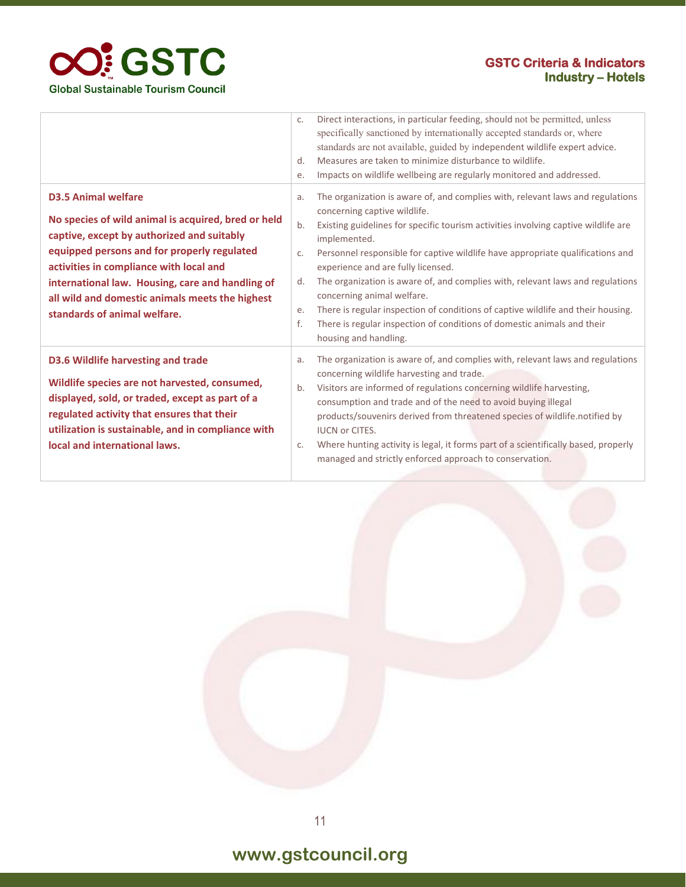| | |
|---|---|
| | c. Direct interactions, in particular feeding, should not be permitted, unless specifically sanctioned by internationally accepted standards or, where standards are not available, guided by independent wildlife expert advice.<br>d. Measures are taken to minimize disturbance to wildlife.<br>e. Impacts on wildlife wellbeing are regularly monitored and addressed. |
| **D3.5 Animal welfare**<br><br>**No species of wild animal is acquired, bred or held captive, except by authorized and suitably equipped persons and for properly regulated activities in compliance with local and international law. Housing, care and handling of all wild and domestic animals meets the highest standards of animal welfare.** | a. The organization is aware of, and complies with, relevant laws and regulations concerning captive wildlife.<br>b. Existing guidelines for specific tourism activities involving captive wildlife are implemented.<br>c. Personnel responsible for captive wildlife have appropriate qualifications and experience and are fully licensed.<br>d. The organization is aware of, and complies with, relevant laws and regulations concerning animal welfare.<br>e. There is regular inspection of conditions of captive wildlife and their housing.<br>f. There is regular inspection of conditions of domestic animals and their housing and handling. |
| **D3.6 Wildlife harvesting and trade**<br><br>**Wildlife species are not harvested, consumed, displayed, sold, or traded, except as part of a regulated activity that ensures that their utilization is sustainable, and in compliance with local and international laws.** | a. The organization is aware of, and complies with, relevant laws and regulations concerning wildlife harvesting and trade.<br>b. Visitors are informed of regulations concerning wildlife harvesting, consumption and trade and of the need to avoid buying illegal products/souvenirs derived from threatened species of wildlife.notified by IUCN or CITES.<br>c. Where hunting activity is legal, it forms part of a scientifically based, properly managed and strictly enforced approach to conservation. |